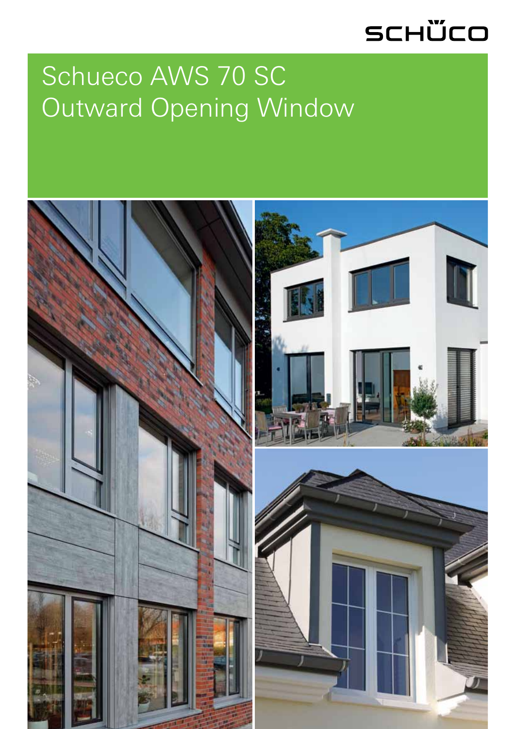SCHÜCO

# Schueco AWS 70 SC Outward Opening Window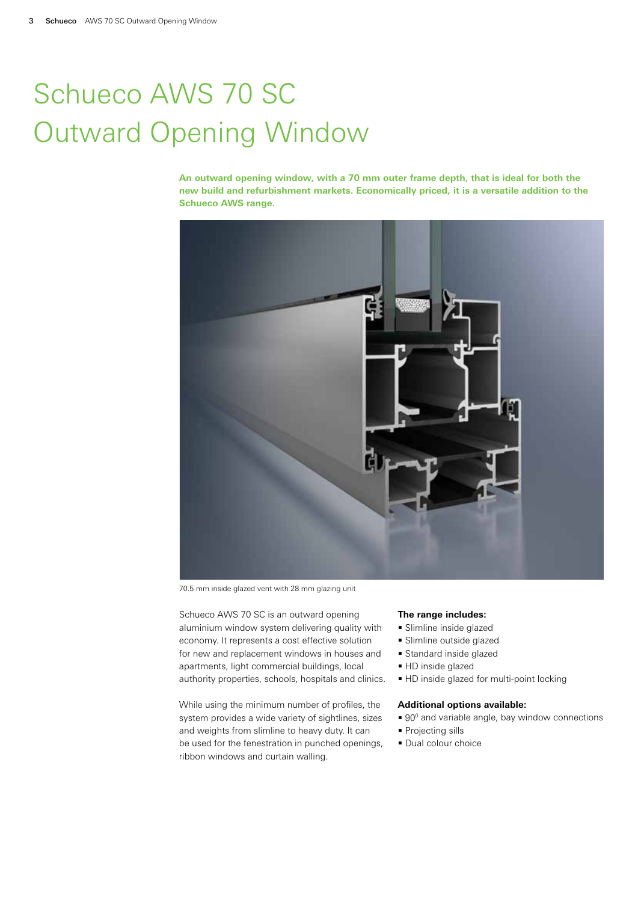# Schueco AWS 70 SC Outward Opening Window

**An outward opening window, with a 70 mm outer frame depth, that is ideal for both the new build and refurbishment markets. Economically priced, it is a versatile addition to the Schueco AWS range.**

70.5 mm inside glazed vent with 28 mm glazing unit

Schueco AWS 70 SC is an outward opening aluminium window system delivering quality with economy. It represents a cost effective solution for new and replacement windows in houses and apartments, light commercial buildings, local authority properties, schools, hospitals and clinics.

While using the minimum number of profiles, the system provides a wide variety of sightlines, sizes and weights from slimline to heavy duty. It can be used for the fenestration in punched openings, ribbon windows and curtain walling.

**The range includes:**

- Slimline inside glazed
- Slimline outside glazed
- Standard inside glazed
- HD inside glazed
- HD inside glazed for multi-point locking

**Additional options available:**

- $90^0$ and variable angle, bay window connections
- Projecting sills
- Dual colour choice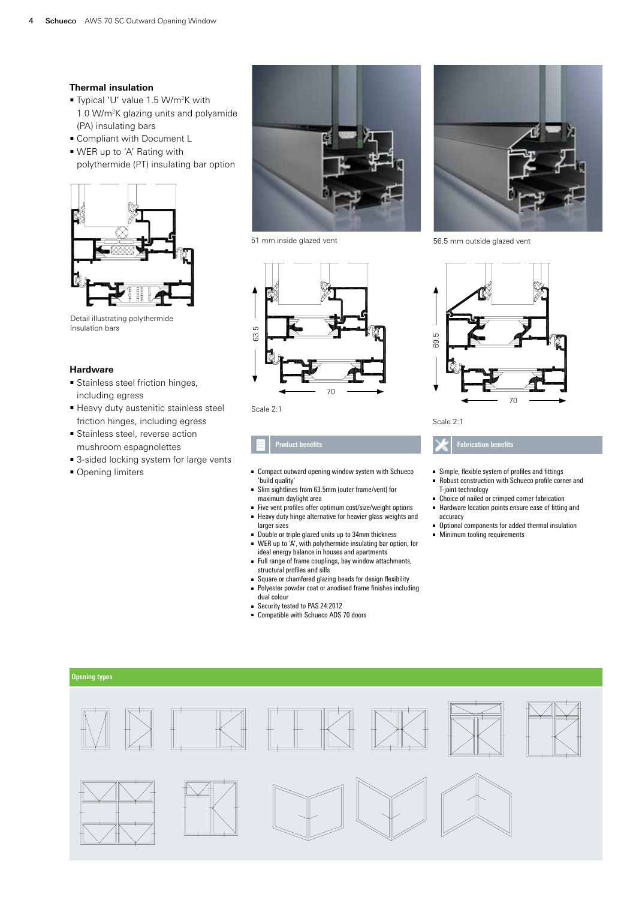## Thermal insulation

- Typical 'U' value 1.5 W/m²K with 1.0 W/m²K glazing units and polyamide (PA) insulating bars
- Compliant with Document L
- WER up to 'A' Rating with polythermide (PT) insulating bar option

Detail illustrating polythermide insulation bars

## Hardware

- Stainless steel friction hinges, including egress
- Heavy duty austenitic stainless steel friction hinges, including egress
- Stainless steel, reverse action mushroom espagnolettes
- 3-sided locking system for large vents
- Opening limiters

51 mm inside glazed vent

56.5 mm outside glazed vent

Scale 2:1

Scale 2:1

### Product benefits

- Compact outward opening window system with Schueco 'build quality'
- Slim sightlines from 63.5mm (outer frame/vent) for maximum daylight area
- Five vent profiles offer optimum cost/size/weight options
- Heavy duty hinge alternative for heavier glass weights and larger sizes
- Double or triple glazed units up to 34mm thickness
- WER up to 'A', with polythermide insulating bar option, for ideal energy balance in houses and apartments
- Full range of frame couplings, bay window attachments, structural profiles and sills
- Square or chamfered glazing beads for design flexibility
- Polyester powder coat or anodised frame finishes including dual colour
- Security tested to PAS 24:2012
- Compatible with Schueco ADS 70 doors

### Fabrication benefits

- Simple, flexible system of profiles and fittings
- Robust construction with Schueco profile corner and T-joint technology
- Choice of nailed or crimped corner fabrication
- Hardware location points ensure ease of fitting and accuracy
- Optional components for added thermal insulation
- Minimum tooling requirements

### Opening types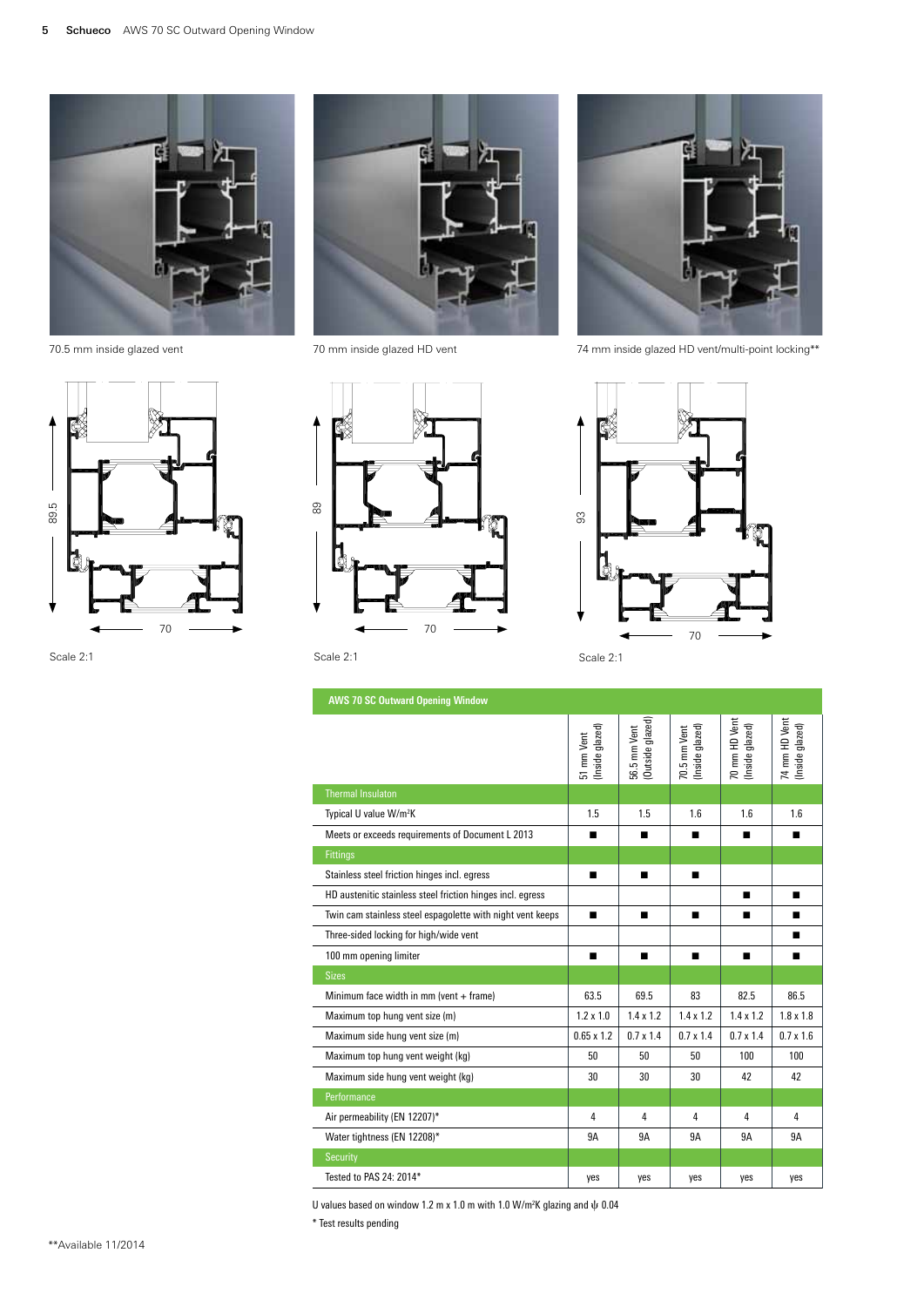70.5 mm inside glazed vent

70 mm inside glazed HD vent

74 mm inside glazed HD vent/multi-point locking**

89.5

70

Scale 2:1

89

70

Scale 2:1

93

70

Scale 2:1

| AWS 70 SC Outward Opening Window | 51 mm Vent (Inside glazed) | 56.5 mm Vent (Outside glazed) | 70.5 mm Vent (Inside glazed) | 70 mm HD Vent (Inside glazed) | 74 mm HD Vent (Inside glazed) |
|---|---|---|---|---|---|
| **Thermal Insulaton** | | | | | |
| Typical U value W/m²K | 1.5 | 1.5 | 1.6 | 1.6 | 1.6 |
| Meets or exceeds requirements of Document L 2013 | ■ | ■ | ■ | ■ | ■ |
| **Fittings** | | | | | |
| Stainless steel friction hinges incl. egress | ■ | ■ | ■ | | |
| HD austenitic stainless steel friction hinges incl. egress | | | | ■ | ■ |
| Twin cam stainless steel espagolette with night vent keeps | ■ | ■ | ■ | ■ | ■ |
| Three-sided locking for high/wide vent | | | | | ■ |
| 100 mm opening limiter | ■ | ■ | ■ | ■ | ■ |
| **Sizes** | | | | | |
| Minimum face width in mm (vent + frame) | 63.5 | 69.5 | 83 | 82.5 | 86.5 |
| Maximum top hung vent size (m) | 1.2 x 1.0 | 1.4 x 1.2 | 1.4 x 1.2 | 1.4 x 1.2 | 1.8 x 1.8 |
| Maximum side hung vent size (m) | 0.65 x 1.2 | 0.7 x 1.4 | 0.7 x 1.4 | 0.7 x 1.4 | 0.7 x 1.6 |
| Maximum top hung vent weight (kg) | 50 | 50 | 50 | 100 | 100 |
| Maximum side hung vent weight (kg) | 30 | 30 | 30 | 42 | 42 |
| **Performance** | | | | | |
| Air permeability (EN 12207)* | 4 | 4 | 4 | 4 | 4 |
| Water tightness (EN 12208)* | 9A | 9A | 9A | 9A | 9A |
| **Security** | | | | | |
| Tested to PAS 24: 2014* | yes | yes | yes | yes | yes |

U values based on window 1.2 m x 1.0 m with 1.0 W/m²K glazing and $\psi$ 0.04

* Test results pending

**Available 11/2014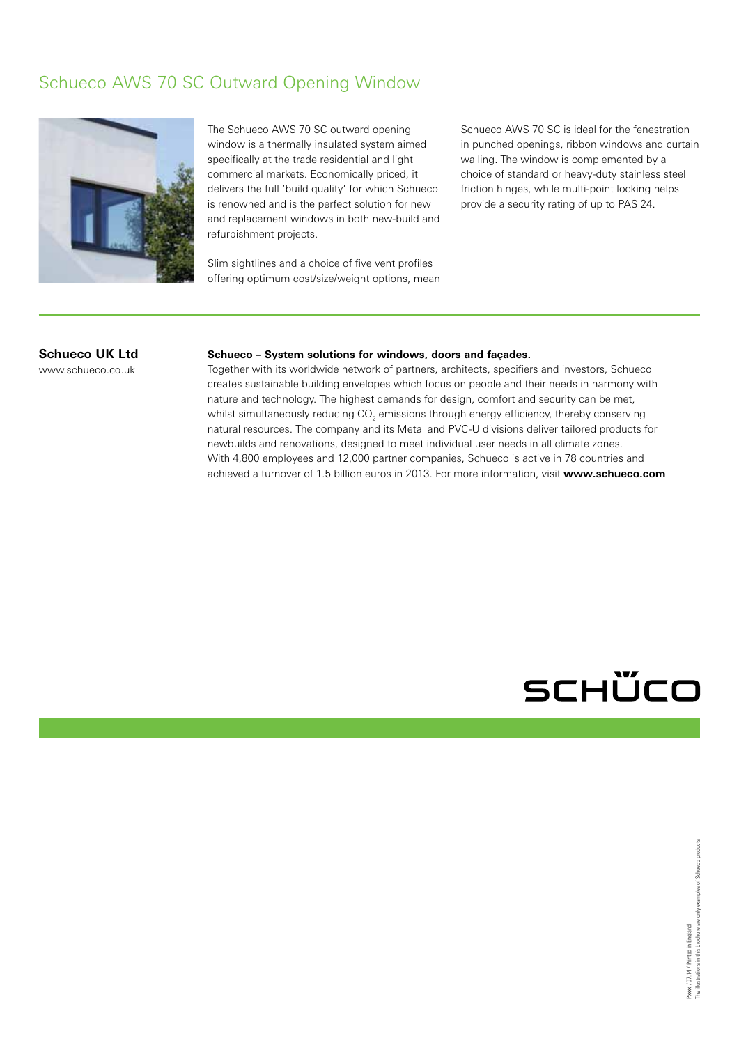## Schueco AWS 70 SC Outward Opening Window

The Schueco AWS 70 SC outward opening window is a thermally insulated system aimed specifically at the trade residential and light commercial markets. Economically priced, it delivers the full 'build quality' for which Schueco is renowned and is the perfect solution for new and replacement windows in both new-build and refurbishment projects.

Slim sightlines and a choice of five vent profiles offering optimum cost/size/weight options, mean Schueco AWS 70 SC is ideal for the fenestration in punched openings, ribbon windows and curtain walling. The window is complemented by a choice of standard or heavy-duty stainless steel friction hinges, while multi-point locking helps provide a security rating of up to PAS 24.

**Schueco UK Ltd**
www.schueco.co.uk

**Schueco – System solutions for windows, doors and façades.**
Together with its worldwide network of partners, architects, specifiers and investors, Schueco creates sustainable building envelopes which focus on people and their needs in harmony with nature and technology. The highest demands for design, comfort and security can be met, whilst simultaneously reducing $CO_2$ emissions through energy efficiency, thereby conserving natural resources. The company and its Metal and PVC-U divisions deliver tailored products for newbuilds and renovations, designed to meet individual user needs in all climate zones. With 4,800 employees and 12,000 partner companies, Schueco is active in 78 countries and achieved a turnover of 1.5 billion euros in 2013. For more information, visit **www.schueco.com**

SCHÜCO

Pxxxx / 07.14 / Printed in England
The illustrations in this brochure are only examples of Schueco products